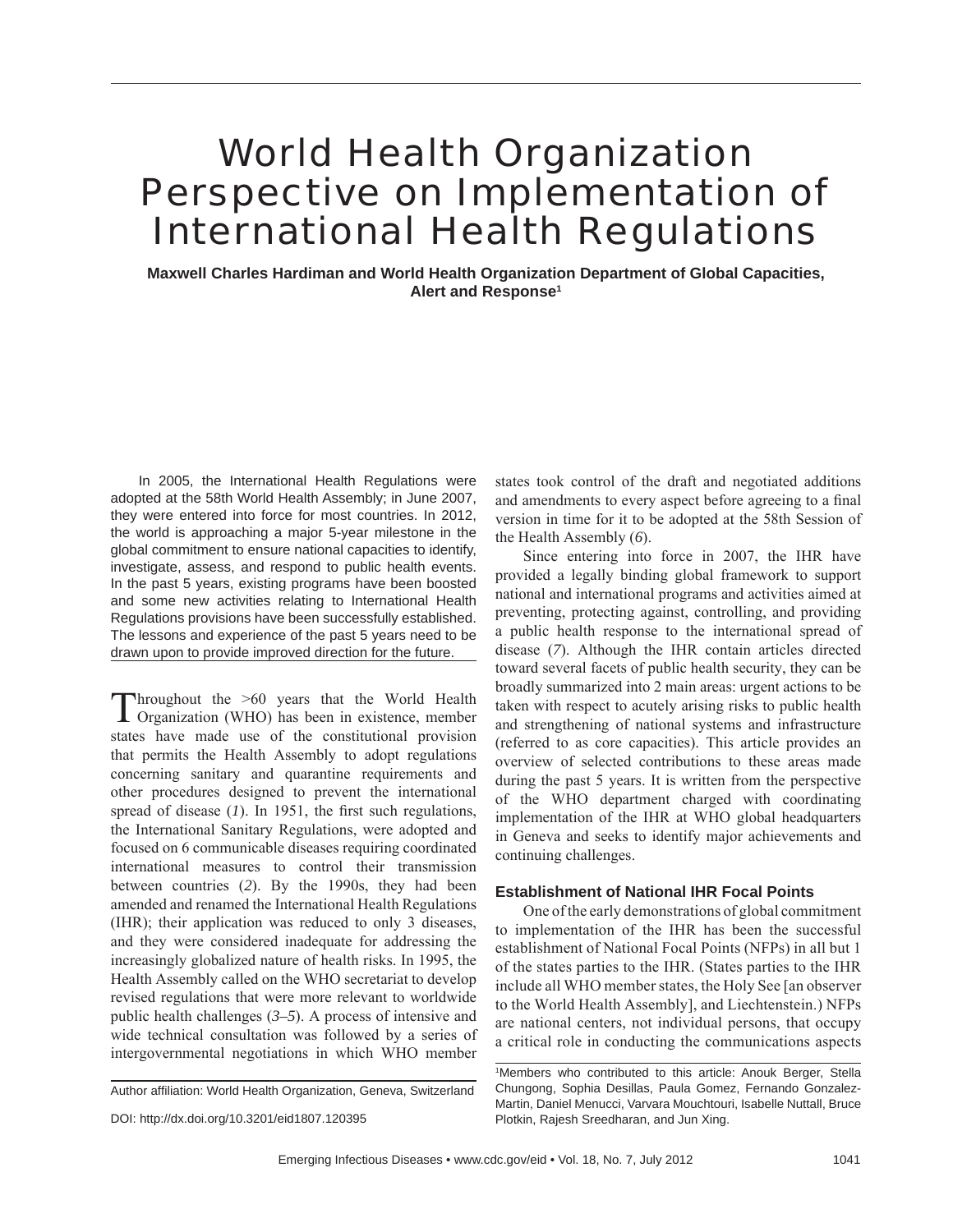# World Health Organization Perspective on Implementation of International Health Regulations

**Maxwell Charles Hardiman and World Health Organization Department of Global Capacities, Alert and Response[1]**

In 2005, the International Health Regulations were adopted at the 58th World Health Assembly; in June 2007, they were entered into force for most countries. In 2012, the world is approaching a major 5-year milestone in the global commitment to ensure national capacities to identify, investigate, assess, and respond to public health events. In the past 5 years, existing programs have been boosted and some new activities relating to International Health Regulations provisions have been successfully established. The lessons and experience of the past 5 years need to be drawn upon to provide improved direction for the future.

Throughout the >60 years that the World Health Organization (WHO) has been in existence, member states have made use of the constitutional provision that permits the Health Assembly to adopt regulations concerning sanitary and quarantine requirements and other procedures designed to prevent the international spread of disease (*1*). In 1951, the first such regulations, the International Sanitary Regulations, were adopted and focused on 6 communicable diseases requiring coordinated international measures to control their transmission between countries (*2*). By the 1990s, they had been amended and renamed the International Health Regulations (IHR); their application was reduced to only 3 diseases, and they were considered inadequate for addressing the increasingly globalized nature of health risks. In 1995, the Health Assembly called on the WHO secretariat to develop revised regulations that were more relevant to worldwide public health challenges (*3–5*). A process of intensive and wide technical consultation was followed by a series of intergovernmental negotiations in which WHO member states took control of the draft and negotiated additions and amendments to every aspect before agreeing to a final version in time for it to be adopted at the 58th Session of the Health Assembly (*6*).

Since entering into force in 2007, the IHR have provided a legally binding global framework to support national and international programs and activities aimed at preventing, protecting against, controlling, and providing a public health response to the international spread of disease (*7*). Although the IHR contain articles directed toward several facets of public health security, they can be broadly summarized into 2 main areas: urgent actions to be taken with respect to acutely arising risks to public health and strengthening of national systems and infrastructure (referred to as core capacities). This article provides an overview of selected contributions to these areas made during the past 5 years. It is written from the perspective of the WHO department charged with coordinating implementation of the IHR at WHO global headquarters in Geneva and seeks to identify major achievements and continuing challenges.

## Establishment of National IHR Focal Points

One of the early demonstrations of global commitment to implementation of the IHR has been the successful establishment of National Focal Points (NFPs) in all but 1 of the states parties to the IHR. (States parties to the IHR include all WHO member states, the Holy See [an observer to the World Health Assembly], and Liechtenstein.) NFPs are national centers, not individual persons, that occupy a critical role in conducting the communications aspects

Author affiliation: World Health Organization, Geneva, Switzerland

DOI: http://dx.doi.org/10.3201/eid1807.120395

[1]Members who contributed to this article: Anouk Berger, Stella Chungong, Sophia Desillas, Paula Gomez, Fernando Gonzalez-Martin, Daniel Menucci, Varvara Mouchtouri, Isabelle Nuttall, Bruce Plotkin, Rajesh Sreedharan, and Jun Xing.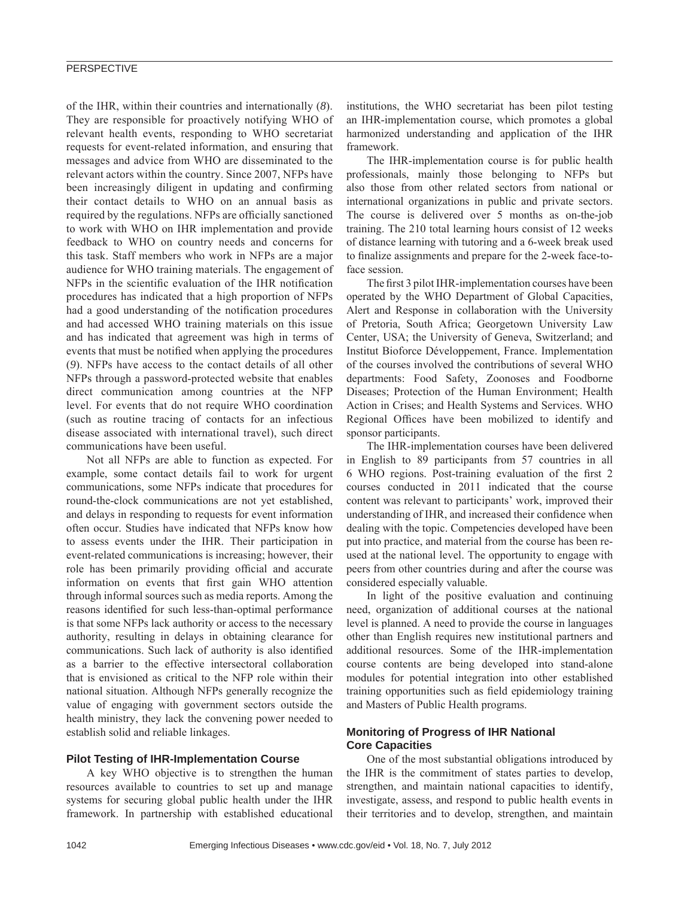of the IHR, within their countries and internationally (*8*). They are responsible for proactively notifying WHO of relevant health events, responding to WHO secretariat requests for event-related information, and ensuring that messages and advice from WHO are disseminated to the relevant actors within the country. Since 2007, NFPs have been increasingly diligent in updating and confirming their contact details to WHO on an annual basis as required by the regulations. NFPs are officially sanctioned to work with WHO on IHR implementation and provide feedback to WHO on country needs and concerns for this task. Staff members who work in NFPs are a major audience for WHO training materials. The engagement of NFPs in the scientific evaluation of the IHR notification procedures has indicated that a high proportion of NFPs had a good understanding of the notification procedures and had accessed WHO training materials on this issue and has indicated that agreement was high in terms of events that must be notified when applying the procedures (*9*). NFPs have access to the contact details of all other NFPs through a password-protected website that enables direct communication among countries at the NFP level. For events that do not require WHO coordination (such as routine tracing of contacts for an infectious disease associated with international travel), such direct communications have been useful.

Not all NFPs are able to function as expected. For example, some contact details fail to work for urgent communications, some NFPs indicate that procedures for round-the-clock communications are not yet established, and delays in responding to requests for event information often occur. Studies have indicated that NFPs know how to assess events under the IHR. Their participation in event-related communications is increasing; however, their role has been primarily providing official and accurate information on events that first gain WHO attention through informal sources such as media reports. Among the reasons identified for such less-than-optimal performance is that some NFPs lack authority or access to the necessary authority, resulting in delays in obtaining clearance for communications. Such lack of authority is also identified as a barrier to the effective intersectoral collaboration that is envisioned as critical to the NFP role within their national situation. Although NFPs generally recognize the value of engaging with government sectors outside the health ministry, they lack the convening power needed to establish solid and reliable linkages.

## Pilot Testing of IHR-Implementation Course

A key WHO objective is to strengthen the human resources available to countries to set up and manage systems for securing global public health under the IHR framework. In partnership with established educational institutions, the WHO secretariat has been pilot testing an IHR-implementation course, which promotes a global harmonized understanding and application of the IHR framework.

The IHR-implementation course is for public health professionals, mainly those belonging to NFPs but also those from other related sectors from national or international organizations in public and private sectors. The course is delivered over 5 months as on-the-job training. The 210 total learning hours consist of 12 weeks of distance learning with tutoring and a 6-week break used to finalize assignments and prepare for the 2-week face-to-face session.

The first 3 pilot IHR-implementation courses have been operated by the WHO Department of Global Capacities, Alert and Response in collaboration with the University of Pretoria, South Africa; Georgetown University Law Center, USA; the University of Geneva, Switzerland; and Institut Bioforce Développement, France. Implementation of the courses involved the contributions of several WHO departments: Food Safety, Zoonoses and Foodborne Diseases; Protection of the Human Environment; Health Action in Crises; and Health Systems and Services. WHO Regional Offices have been mobilized to identify and sponsor participants.

The IHR-implementation courses have been delivered in English to 89 participants from 57 countries in all 6 WHO regions. Post-training evaluation of the first 2 courses conducted in 2011 indicated that the course content was relevant to participants' work, improved their understanding of IHR, and increased their confidence when dealing with the topic. Competencies developed have been put into practice, and material from the course has been re-used at the national level. The opportunity to engage with peers from other countries during and after the course was considered especially valuable.

In light of the positive evaluation and continuing need, organization of additional courses at the national level is planned. A need to provide the course in languages other than English requires new institutional partners and additional resources. Some of the IHR-implementation course contents are being developed into stand-alone modules for potential integration into other established training opportunities such as field epidemiology training and Masters of Public Health programs.

## Monitoring of Progress of IHR National Core Capacities

One of the most substantial obligations introduced by the IHR is the commitment of states parties to develop, strengthen, and maintain national capacities to identify, investigate, assess, and respond to public health events in their territories and to develop, strengthen, and maintain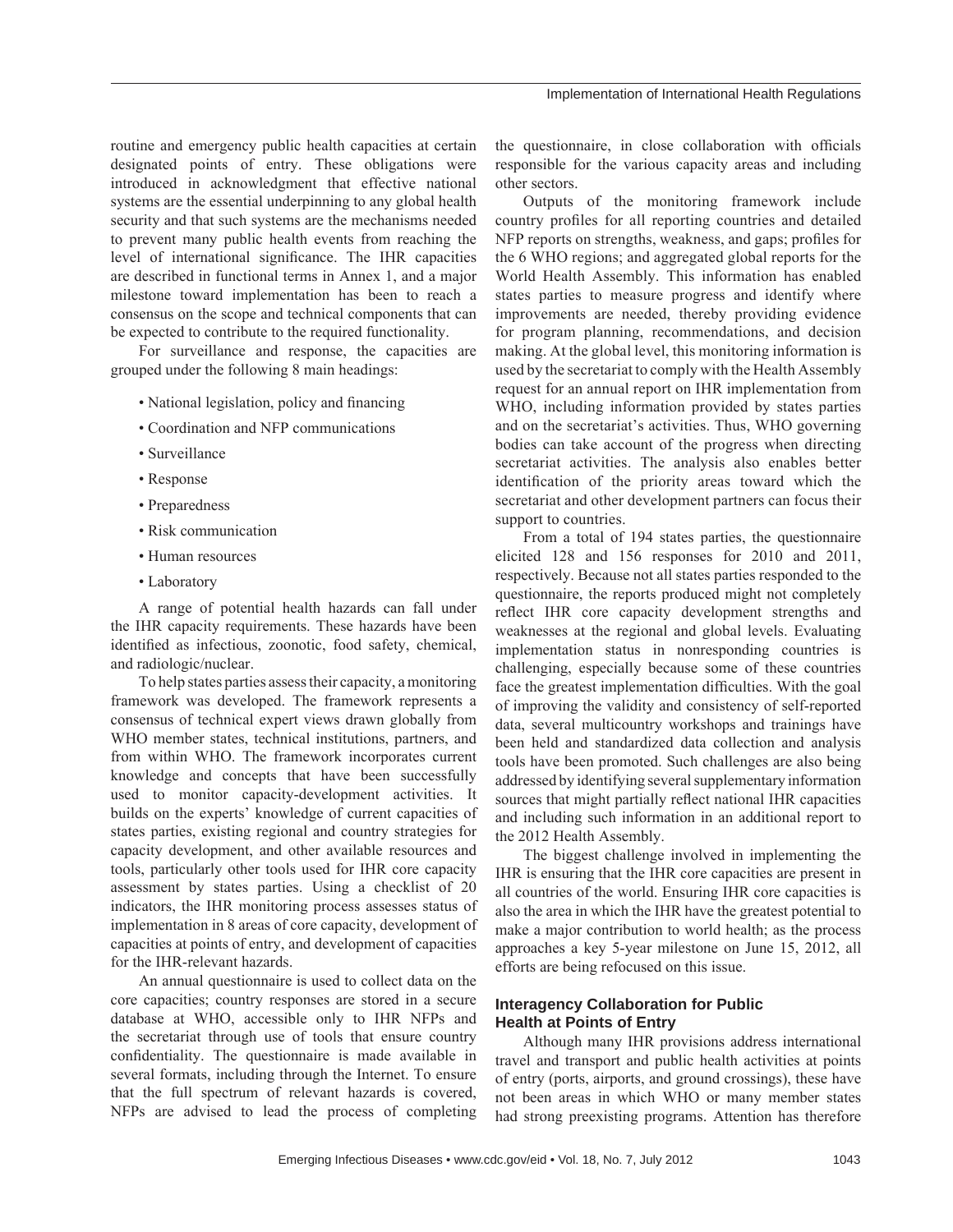routine and emergency public health capacities at certain designated points of entry. These obligations were introduced in acknowledgment that effective national systems are the essential underpinning to any global health security and that such systems are the mechanisms needed to prevent many public health events from reaching the level of international significance. The IHR capacities are described in functional terms in Annex 1, and a major milestone toward implementation has been to reach a consensus on the scope and technical components that can be expected to contribute to the required functionality.

For surveillance and response, the capacities are grouped under the following 8 main headings:

- National legislation, policy and financing
- Coordination and NFP communications
- Surveillance
- Response
- Preparedness
- Risk communication
- Human resources
- Laboratory

A range of potential health hazards can fall under the IHR capacity requirements. These hazards have been identified as infectious, zoonotic, food safety, chemical, and radiologic/nuclear.

To help states parties assess their capacity, a monitoring framework was developed. The framework represents a consensus of technical expert views drawn globally from WHO member states, technical institutions, partners, and from within WHO. The framework incorporates current knowledge and concepts that have been successfully used to monitor capacity-development activities. It builds on the experts' knowledge of current capacities of states parties, existing regional and country strategies for capacity development, and other available resources and tools, particularly other tools used for IHR core capacity assessment by states parties. Using a checklist of 20 indicators, the IHR monitoring process assesses status of implementation in 8 areas of core capacity, development of capacities at points of entry, and development of capacities for the IHR-relevant hazards.

An annual questionnaire is used to collect data on the core capacities; country responses are stored in a secure database at WHO, accessible only to IHR NFPs and the secretariat through use of tools that ensure country confidentiality. The questionnaire is made available in several formats, including through the Internet. To ensure that the full spectrum of relevant hazards is covered, NFPs are advised to lead the process of completing the questionnaire, in close collaboration with officials responsible for the various capacity areas and including other sectors.

Outputs of the monitoring framework include country profiles for all reporting countries and detailed NFP reports on strengths, weakness, and gaps; profiles for the 6 WHO regions; and aggregated global reports for the World Health Assembly. This information has enabled states parties to measure progress and identify where improvements are needed, thereby providing evidence for program planning, recommendations, and decision making. At the global level, this monitoring information is used by the secretariat to comply with the Health Assembly request for an annual report on IHR implementation from WHO, including information provided by states parties and on the secretariat's activities. Thus, WHO governing bodies can take account of the progress when directing secretariat activities. The analysis also enables better identification of the priority areas toward which the secretariat and other development partners can focus their support to countries.

From a total of 194 states parties, the questionnaire elicited 128 and 156 responses for 2010 and 2011, respectively. Because not all states parties responded to the questionnaire, the reports produced might not completely reflect IHR core capacity development strengths and weaknesses at the regional and global levels. Evaluating implementation status in nonresponding countries is challenging, especially because some of these countries face the greatest implementation difficulties. With the goal of improving the validity and consistency of self-reported data, several multicountry workshops and trainings have been held and standardized data collection and analysis tools have been promoted. Such challenges are also being addressed by identifying several supplementary information sources that might partially reflect national IHR capacities and including such information in an additional report to the 2012 Health Assembly.

The biggest challenge involved in implementing the IHR is ensuring that the IHR core capacities are present in all countries of the world. Ensuring IHR core capacities is also the area in which the IHR have the greatest potential to make a major contribution to world health; as the process approaches a key 5-year milestone on June 15, 2012, all efforts are being refocused on this issue.

## Interagency Collaboration for Public Health at Points of Entry

Although many IHR provisions address international travel and transport and public health activities at points of entry (ports, airports, and ground crossings), these have not been areas in which WHO or many member states had strong preexisting programs. Attention has therefore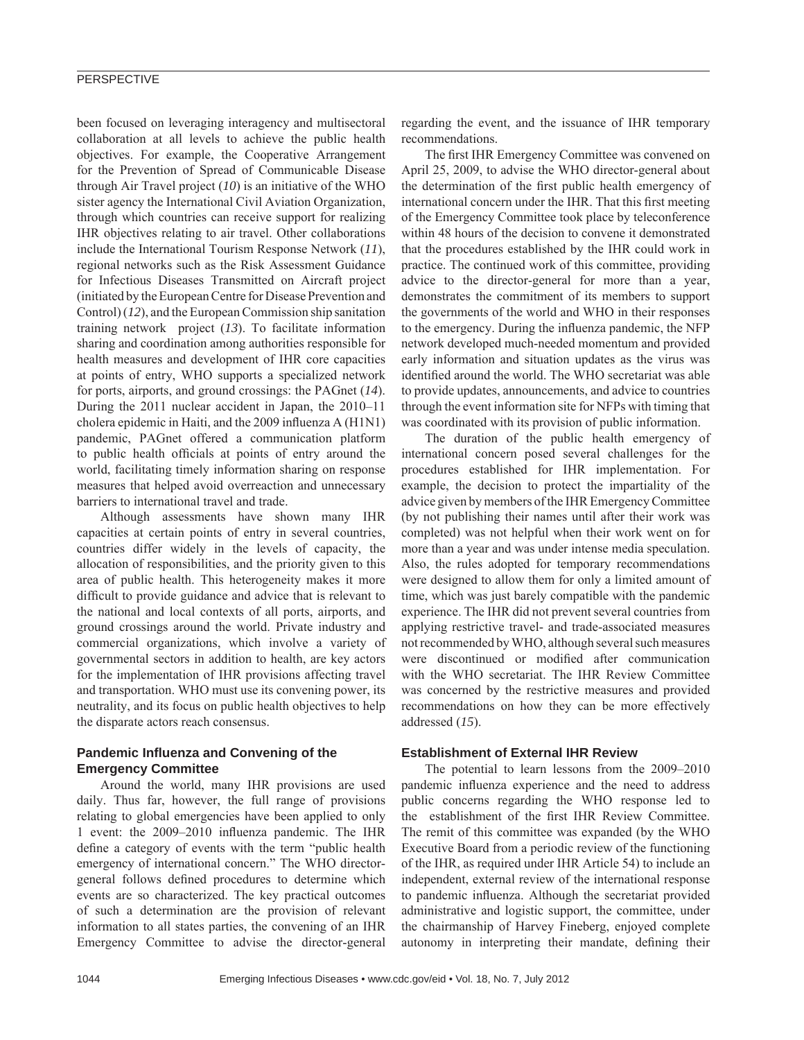been focused on leveraging interagency and multisectoral collaboration at all levels to achieve the public health objectives. For example, the Cooperative Arrangement for the Prevention of Spread of Communicable Disease through Air Travel project (*10*) is an initiative of the WHO sister agency the International Civil Aviation Organization, through which countries can receive support for realizing IHR objectives relating to air travel. Other collaborations include the International Tourism Response Network (*11*), regional networks such as the Risk Assessment Guidance for Infectious Diseases Transmitted on Aircraft project (initiated by the European Centre for Disease Prevention and Control) (*12*), and the European Commission ship sanitation training network project (*13*). To facilitate information sharing and coordination among authorities responsible for health measures and development of IHR core capacities at points of entry, WHO supports a specialized network for ports, airports, and ground crossings: the PAGnet (*14*). During the 2011 nuclear accident in Japan, the 2010–11 cholera epidemic in Haiti, and the 2009 influenza A (H1N1) pandemic, PAGnet offered a communication platform to public health officials at points of entry around the world, facilitating timely information sharing on response measures that helped avoid overreaction and unnecessary barriers to international travel and trade.

Although assessments have shown many IHR capacities at certain points of entry in several countries, countries differ widely in the levels of capacity, the allocation of responsibilities, and the priority given to this area of public health. This heterogeneity makes it more difficult to provide guidance and advice that is relevant to the national and local contexts of all ports, airports, and ground crossings around the world. Private industry and commercial organizations, which involve a variety of governmental sectors in addition to health, are key actors for the implementation of IHR provisions affecting travel and transportation. WHO must use its convening power, its neutrality, and its focus on public health objectives to help the disparate actors reach consensus.

### Pandemic Influenza and Convening of the Emergency Committee

Around the world, many IHR provisions are used daily. Thus far, however, the full range of provisions relating to global emergencies have been applied to only 1 event: the 2009–2010 influenza pandemic. The IHR define a category of events with the term "public health emergency of international concern." The WHO director-general follows defined procedures to determine which events are so characterized. The key practical outcomes of such a determination are the provision of relevant information to all states parties, the convening of an IHR Emergency Committee to advise the director-general regarding the event, and the issuance of IHR temporary recommendations.

The first IHR Emergency Committee was convened on April 25, 2009, to advise the WHO director-general about the determination of the first public health emergency of international concern under the IHR. That this first meeting of the Emergency Committee took place by teleconference within 48 hours of the decision to convene it demonstrated that the procedures established by the IHR could work in practice. The continued work of this committee, providing advice to the director-general for more than a year, demonstrates the commitment of its members to support the governments of the world and WHO in their responses to the emergency. During the influenza pandemic, the NFP network developed much-needed momentum and provided early information and situation updates as the virus was identified around the world. The WHO secretariat was able to provide updates, announcements, and advice to countries through the event information site for NFPs with timing that was coordinated with its provision of public information.

The duration of the public health emergency of international concern posed several challenges for the procedures established for IHR implementation. For example, the decision to protect the impartiality of the advice given by members of the IHR Emergency Committee (by not publishing their names until after their work was completed) was not helpful when their work went on for more than a year and was under intense media speculation. Also, the rules adopted for temporary recommendations were designed to allow them for only a limited amount of time, which was just barely compatible with the pandemic experience. The IHR did not prevent several countries from applying restrictive travel- and trade-associated measures not recommended by WHO, although several such measures were discontinued or modified after communication with the WHO secretariat. The IHR Review Committee was concerned by the restrictive measures and provided recommendations on how they can be more effectively addressed (*15*).

### Establishment of External IHR Review

The potential to learn lessons from the 2009–2010 pandemic influenza experience and the need to address public concerns regarding the WHO response led to the establishment of the first IHR Review Committee. The remit of this committee was expanded (by the WHO Executive Board from a periodic review of the functioning of the IHR, as required under IHR Article 54) to include an independent, external review of the international response to pandemic influenza. Although the secretariat provided administrative and logistic support, the committee, under the chairmanship of Harvey Fineberg, enjoyed complete autonomy in interpreting their mandate, defining their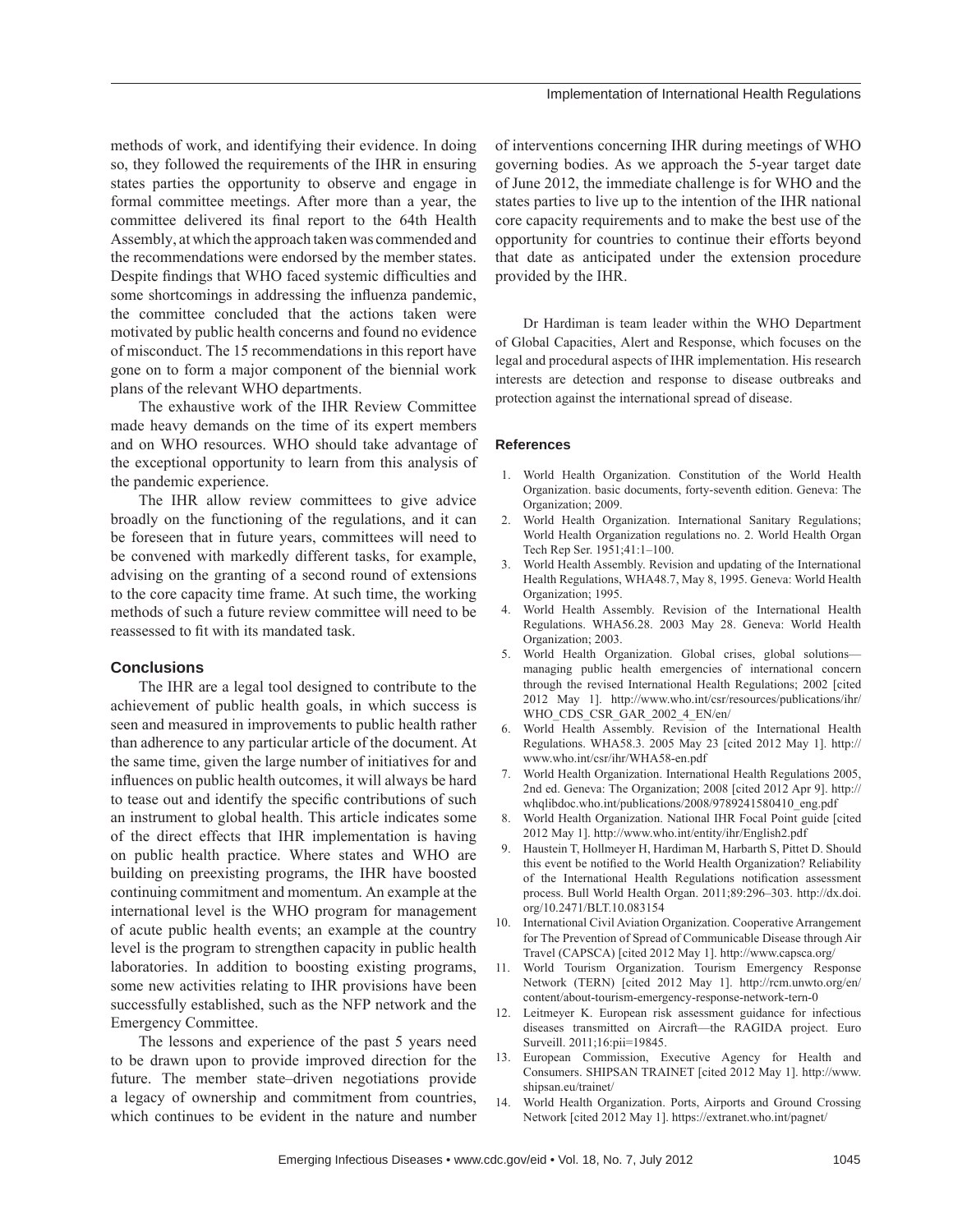methods of work, and identifying their evidence. In doing so, they followed the requirements of the IHR in ensuring states parties the opportunity to observe and engage in formal committee meetings. After more than a year, the committee delivered its final report to the 64th Health Assembly, at which the approach taken was commended and the recommendations were endorsed by the member states. Despite findings that WHO faced systemic difficulties and some shortcomings in addressing the influenza pandemic, the committee concluded that the actions taken were motivated by public health concerns and found no evidence of misconduct. The 15 recommendations in this report have gone on to form a major component of the biennial work plans of the relevant WHO departments.

The exhaustive work of the IHR Review Committee made heavy demands on the time of its expert members and on WHO resources. WHO should take advantage of the exceptional opportunity to learn from this analysis of the pandemic experience.

The IHR allow review committees to give advice broadly on the functioning of the regulations, and it can be foreseen that in future years, committees will need to be convened with markedly different tasks, for example, advising on the granting of a second round of extensions to the core capacity time frame. At such time, the working methods of such a future review committee will need to be reassessed to fit with its mandated task.

## Conclusions

The IHR are a legal tool designed to contribute to the achievement of public health goals, in which success is seen and measured in improvements to public health rather than adherence to any particular article of the document. At the same time, given the large number of initiatives for and influences on public health outcomes, it will always be hard to tease out and identify the specific contributions of such an instrument to global health. This article indicates some of the direct effects that IHR implementation is having on public health practice. Where states and WHO are building on preexisting programs, the IHR have boosted continuing commitment and momentum. An example at the international level is the WHO program for management of acute public health events; an example at the country level is the program to strengthen capacity in public health laboratories. In addition to boosting existing programs, some new activities relating to IHR provisions have been successfully established, such as the NFP network and the Emergency Committee.

The lessons and experience of the past 5 years need to be drawn upon to provide improved direction for the future. The member state–driven negotiations provide a legacy of ownership and commitment from countries, which continues to be evident in the nature and number of interventions concerning IHR during meetings of WHO governing bodies. As we approach the 5-year target date of June 2012, the immediate challenge is for WHO and the states parties to live up to the intention of the IHR national core capacity requirements and to make the best use of the opportunity for countries to continue their efforts beyond that date as anticipated under the extension procedure provided by the IHR.

Dr Hardiman is team leader within the WHO Department of Global Capacities, Alert and Response, which focuses on the legal and procedural aspects of IHR implementation. His research interests are detection and response to disease outbreaks and protection against the international spread of disease.

### References

1. World Health Organization. Constitution of the World Health Organization. basic documents, forty-seventh edition. Geneva: The Organization; 2009.
2. World Health Organization. International Sanitary Regulations; World Health Organization regulations no. 2. World Health Organ Tech Rep Ser. 1951;41:1–100.
3. World Health Assembly. Revision and updating of the International Health Regulations, WHA48.7, May 8, 1995. Geneva: World Health Organization; 1995.
4. World Health Assembly. Revision of the International Health Regulations. WHA56.28. 2003 May 28. Geneva: World Health Organization; 2003.
5. World Health Organization. Global crises, global solutions—managing public health emergencies of international concern through the revised International Health Regulations; 2002 [cited 2012 May 1]. http://www.who.int/csr/resources/publications/ihr/WHO_CDS_CSR_GAR_2002_4_EN/en/
6. World Health Assembly. Revision of the International Health Regulations. WHA58.3. 2005 May 23 [cited 2012 May 1]. http://www.who.int/csr/ihr/WHA58-en.pdf
7. World Health Organization. International Health Regulations 2005, 2nd ed. Geneva: The Organization; 2008 [cited 2012 Apr 9]. http://whqlibdoc.who.int/publications/2008/9789241580410_eng.pdf
8. World Health Organization. National IHR Focal Point guide [cited 2012 May 1]. http://www.who.int/entity/ihr/English2.pdf
9. Haustein T, Hollmeyer H, Hardiman M, Harbarth S, Pittet D. Should this event be notified to the World Health Organization? Reliability of the International Health Regulations notification assessment process. Bull World Health Organ. 2011;89:296–303. http://dx.doi.org/10.2471/BLT.10.083154
10. International Civil Aviation Organization. Cooperative Arrangement for The Prevention of Spread of Communicable Disease through Air Travel (CAPSCA) [cited 2012 May 1]. http://www.capsca.org/
11. World Tourism Organization. Tourism Emergency Response Network (TERN) [cited 2012 May 1]. http://rcm.unwto.org/en/content/about-tourism-emergency-response-network-tern-0
12. Leitmeyer K. European risk assessment guidance for infectious diseases transmitted on Aircraft—the RAGIDA project. Euro Surveill. 2011;16:pii=19845.
13. European Commission, Executive Agency for Health and Consumers. SHIPSAN TRAINET [cited 2012 May 1]. http://www.shipsan.eu/trainet/
14. World Health Organization. Ports, Airports and Ground Crossing Network [cited 2012 May 1]. https://extranet.who.int/pagnet/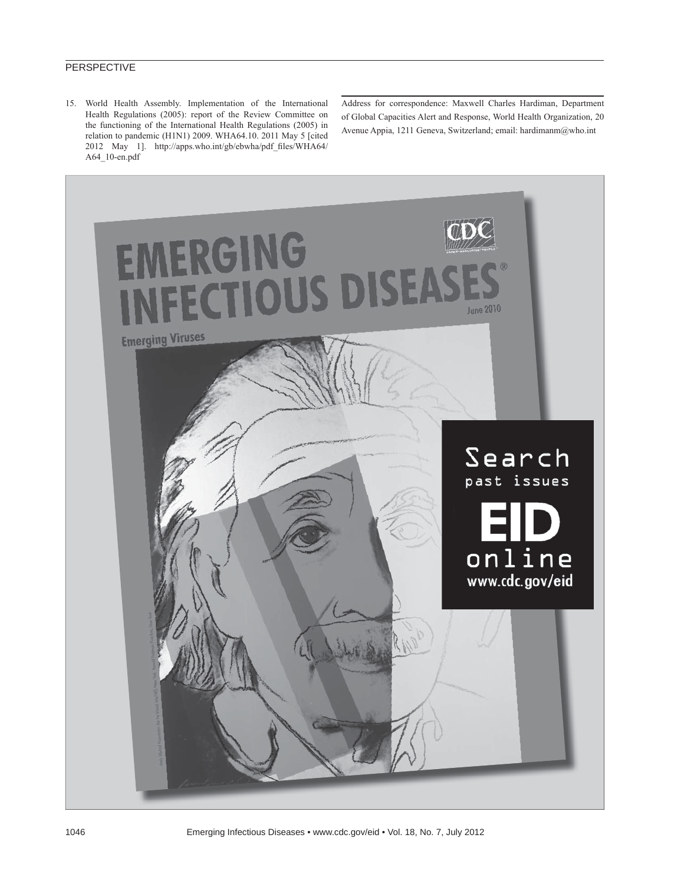15. World Health Assembly. Implementation of the International Health Regulations (2005): report of the Review Committee on the functioning of the International Health Regulations (2005) in relation to pandemic (H1N1) 2009. WHA64.10. 2011 May 5 [cited 2012 May 1]. http://apps.who.int/gb/ebwha/pdf_files/WHA64/A64_10-en.pdf

Address for correspondence: Maxwell Charles Hardiman, Department of Global Capacities Alert and Response, World Health Organization, 20 Avenue Appia, 1211 Geneva, Switzerland; email: hardimanm@who.int

EMERGING INFECTIOUS DISEASES®

June 2010

Emerging Viruses

Search past issues

EID online

www.cdc.gov/eid